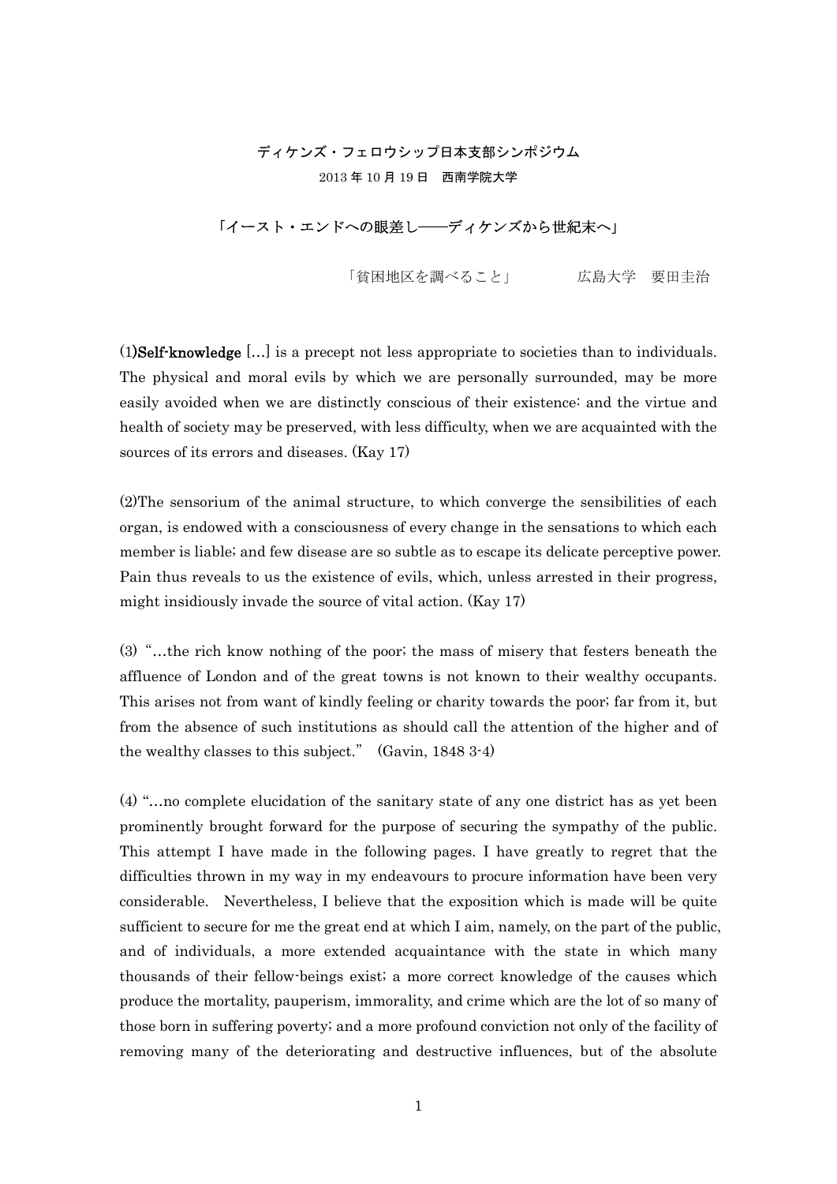ディケンズ・フェロウシップ日本支部シンポジウム

2013 年 10 月 19 日　西南学院大学

「イースト・エンドへの眼差し――ディケンズから世紀末へ」

「貧困地区を調べること」　　　広島大学　要田圭治

(1)**Self-knowledge** […] is a precept not less appropriate to societies than to individuals. The physical and moral evils by which we are personally surrounded, may be more easily avoided when we are distinctly conscious of their existence: and the virtue and health of society may be preserved, with less difficulty, when we are acquainted with the sources of its errors and diseases. (Kay 17)

(2)The sensorium of the animal structure, to which converge the sensibilities of each organ, is endowed with a consciousness of every change in the sensations to which each member is liable; and few disease are so subtle as to escape its delicate perceptive power. Pain thus reveals to us the existence of evils, which, unless arrested in their progress, might insidiously invade the source of vital action. (Kay 17)

(3) "…the rich know nothing of the poor; the mass of misery that festers beneath the affluence of London and of the great towns is not known to their wealthy occupants. This arises not from want of kindly feeling or charity towards the poor; far from it, but from the absence of such institutions as should call the attention of the higher and of the wealthy classes to this subject." (Gavin, 1848 3-4)

(4) "…no complete elucidation of the sanitary state of any one district has as yet been prominently brought forward for the purpose of securing the sympathy of the public. This attempt I have made in the following pages. I have greatly to regret that the difficulties thrown in my way in my endeavours to procure information have been very considerable. Nevertheless, I believe that the exposition which is made will be quite sufficient to secure for me the great end at which I aim, namely, on the part of the public, and of individuals, a more extended acquaintance with the state in which many thousands of their fellow-beings exist; a more correct knowledge of the causes which produce the mortality, pauperism, immorality, and crime which are the lot of so many of those born in suffering poverty; and a more profound conviction not only of the facility of removing many of the deteriorating and destructive influences, but of the absolute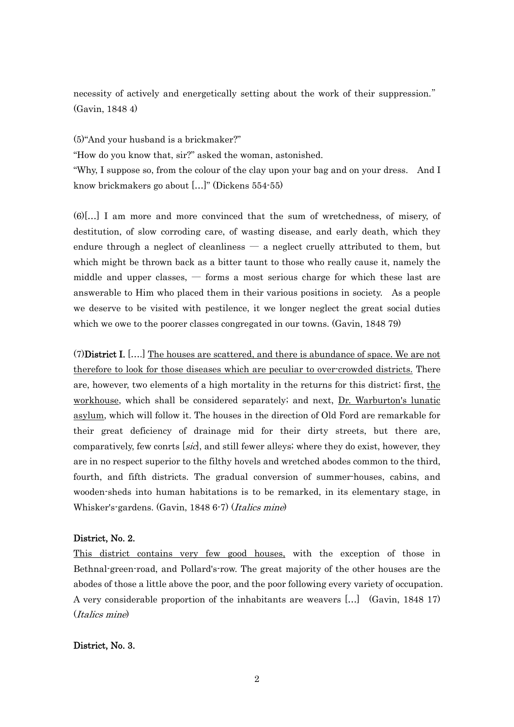necessity of actively and energetically setting about the work of their suppression." (Gavin, 1848 4)

(5)"And your husband is a brickmaker?"

"How do you know that, sir?" asked the woman, astonished.

"Why, I suppose so, from the colour of the clay upon your bag and on your dress. And I know brickmakers go about […]" (Dickens 554-55)

(6)[…] I am more and more convinced that the sum of wretchedness, of misery, of destitution, of slow corroding care, of wasting disease, and early death, which they endure through a neglect of cleanliness — a neglect cruelly attributed to them, but which might be thrown back as a bitter taunt to those who really cause it, namely the middle and upper classes, — forms a most serious charge for which these last are answerable to Him who placed them in their various positions in society. As a people we deserve to be visited with pestilence, it we longer neglect the great social duties which we owe to the poorer classes congregated in our towns. (Gavin, 1848 79)

(7)**District I.** [….] <u>The houses are scattered, and there is abundance of space. We are not therefore to look for those diseases which are peculiar to over-crowded districts.</u> There are, however, two elements of a high mortality in the returns for this district; first, <u>the workhouse</u>, which shall be considered separately; and next, <u>Dr. Warburton's lunatic asylum</u>, which will follow it. The houses in the direction of Old Ford are remarkable for their great deficiency of drainage mid for their dirty streets, but there are, comparatively, few conrts [*sic*], and still fewer alleys; where they do exist, however, they are in no respect superior to the filthy hovels and wretched abodes common to the third, fourth, and fifth districts. The gradual conversion of summer-houses, cabins, and wooden-sheds into human habitations is to be remarked, in its elementary stage, in Whisker's-gardens. (Gavin, 1848 6-7) (*Italics mine*)

**District, No. 2.**

<u>This district contains very few good houses,</u> with the exception of those in Bethnal-green-road, and Pollard's-row. The great majority of the other houses are the abodes of those a little above the poor, and the poor following every variety of occupation. A very considerable proportion of the inhabitants are weavers […] (Gavin, 1848 17) (*Italics mine*)

**District, No. 3.**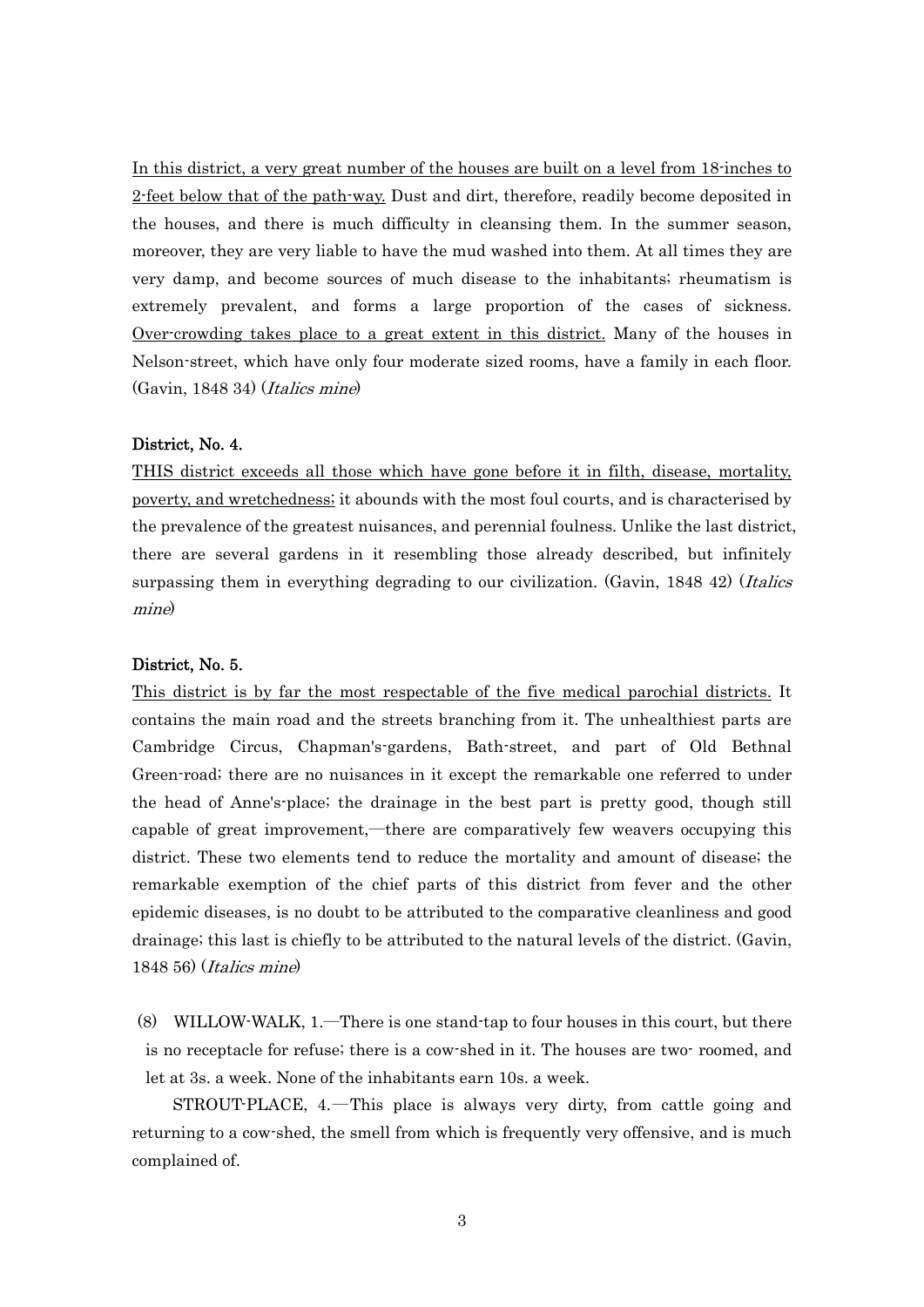In this district, a very great number of the houses are built on a level from 18-inches to 2-feet below that of the path-way. Dust and dirt, therefore, readily become deposited in the houses, and there is much difficulty in cleansing them. In the summer season, moreover, they are very liable to have the mud washed into them. At all times they are very damp, and become sources of much disease to the inhabitants; rheumatism is extremely prevalent, and forms a large proportion of the cases of sickness. Over-crowding takes place to a great extent in this district. Many of the houses in Nelson-street, which have only four moderate sized rooms, have a family in each floor. (Gavin, 1848 34) (*Italics mine*)

**District, No. 4.**

THIS district exceeds all those which have gone before it in filth, disease, mortality, poverty, and wretchedness; it abounds with the most foul courts, and is characterised by the prevalence of the greatest nuisances, and perennial foulness. Unlike the last district, there are several gardens in it resembling those already described, but infinitely surpassing them in everything degrading to our civilization. (Gavin, 1848 42) (*Italics mine*)

**District, No. 5.**

This district is by far the most respectable of the five medical parochial districts. It contains the main road and the streets branching from it. The unhealthiest parts are Cambridge Circus, Chapman's-gardens, Bath-street, and part of Old Bethnal Green-road; there are no nuisances in it except the remarkable one referred to under the head of Anne's-place; the drainage in the best part is pretty good, though still capable of great improvement,—there are comparatively few weavers occupying this district. These two elements tend to reduce the mortality and amount of disease; the remarkable exemption of the chief parts of this district from fever and the other epidemic diseases, is no doubt to be attributed to the comparative cleanliness and good drainage; this last is chiefly to be attributed to the natural levels of the district. (Gavin, 1848 56) (*Italics mine*)

(8) WILLOW-WALK, 1.—There is one stand-tap to four houses in this court, but there is no receptacle for refuse; there is a cow-shed in it. The houses are two- roomed, and let at 3s. a week. None of the inhabitants earn 10s. a week.

STROUT-PLACE, 4.—This place is always very dirty, from cattle going and returning to a cow-shed, the smell from which is frequently very offensive, and is much complained of.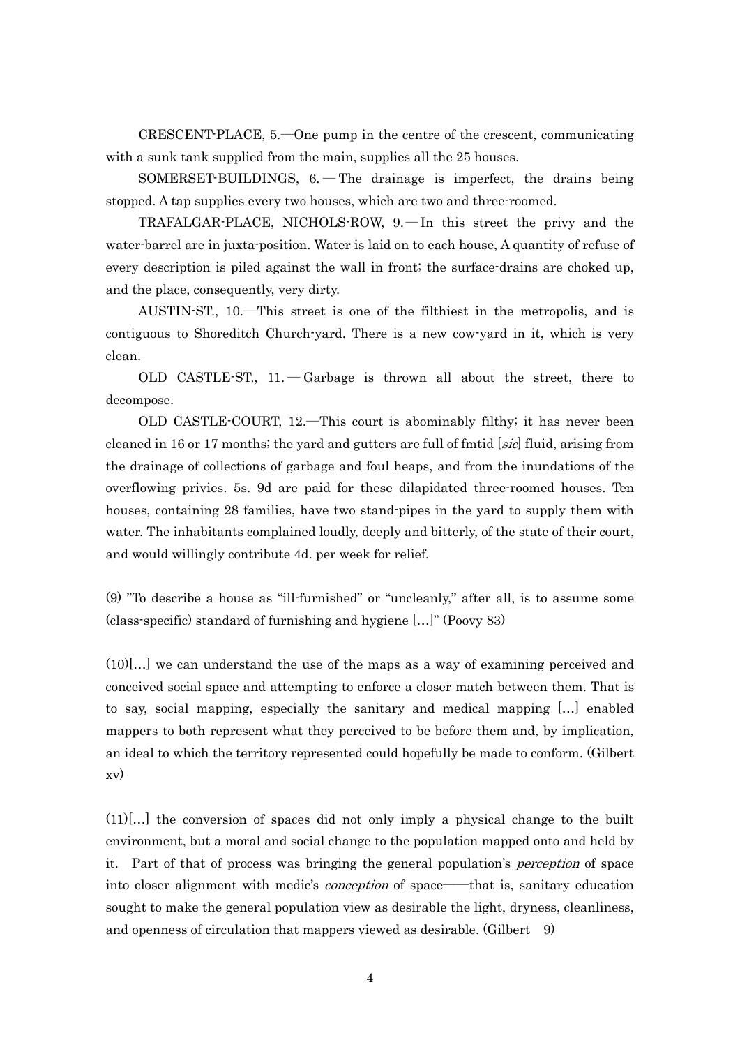CRESCENT-PLACE, 5.—One pump in the centre of the crescent, communicating with a sunk tank supplied from the main, supplies all the 25 houses.

SOMERSET-BUILDINGS, 6.—The drainage is imperfect, the drains being stopped. A tap supplies every two houses, which are two and three-roomed.

TRAFALGAR-PLACE, NICHOLS-ROW, 9.—In this street the privy and the water-barrel are in juxta-position. Water is laid on to each house, A quantity of refuse of every description is piled against the wall in front; the surface-drains are choked up, and the place, consequently, very dirty.

AUSTIN-ST., 10.—This street is one of the filthiest in the metropolis, and is contiguous to Shoreditch Church-yard. There is a new cow-yard in it, which is very clean.

OLD CASTLE-ST., 11.—Garbage is thrown all about the street, there to decompose.

OLD CASTLE-COURT, 12.—This court is abominably filthy; it has never been cleaned in 16 or 17 months; the yard and gutters are full of fmtid [*sic*] fluid, arising from the drainage of collections of garbage and foul heaps, and from the inundations of the overflowing privies. 5s. 9d are paid for these dilapidated three-roomed houses. Ten houses, containing 28 families, have two stand-pipes in the yard to supply them with water. The inhabitants complained loudly, deeply and bitterly, of the state of their court, and would willingly contribute 4d. per week for relief.

(9) "To describe a house as "ill-furnished" or "uncleanly," after all, is to assume some (class-specific) standard of furnishing and hygiene [...]" (Poovy 83)

(10)[...] we can understand the use of the maps as a way of examining perceived and conceived social space and attempting to enforce a closer match between them. That is to say, social mapping, especially the sanitary and medical mapping [...] enabled mappers to both represent what they perceived to be before them and, by implication, an ideal to which the territory represented could hopefully be made to conform. (Gilbert xv)

(11)[...] the conversion of spaces did not only imply a physical change to the built environment, but a moral and social change to the population mapped onto and held by it. Part of that of process was bringing the general population's *perception* of space into closer alignment with medic's *conception* of space——that is, sanitary education sought to make the general population view as desirable the light, dryness, cleanliness, and openness of circulation that mappers viewed as desirable. (Gilbert 9)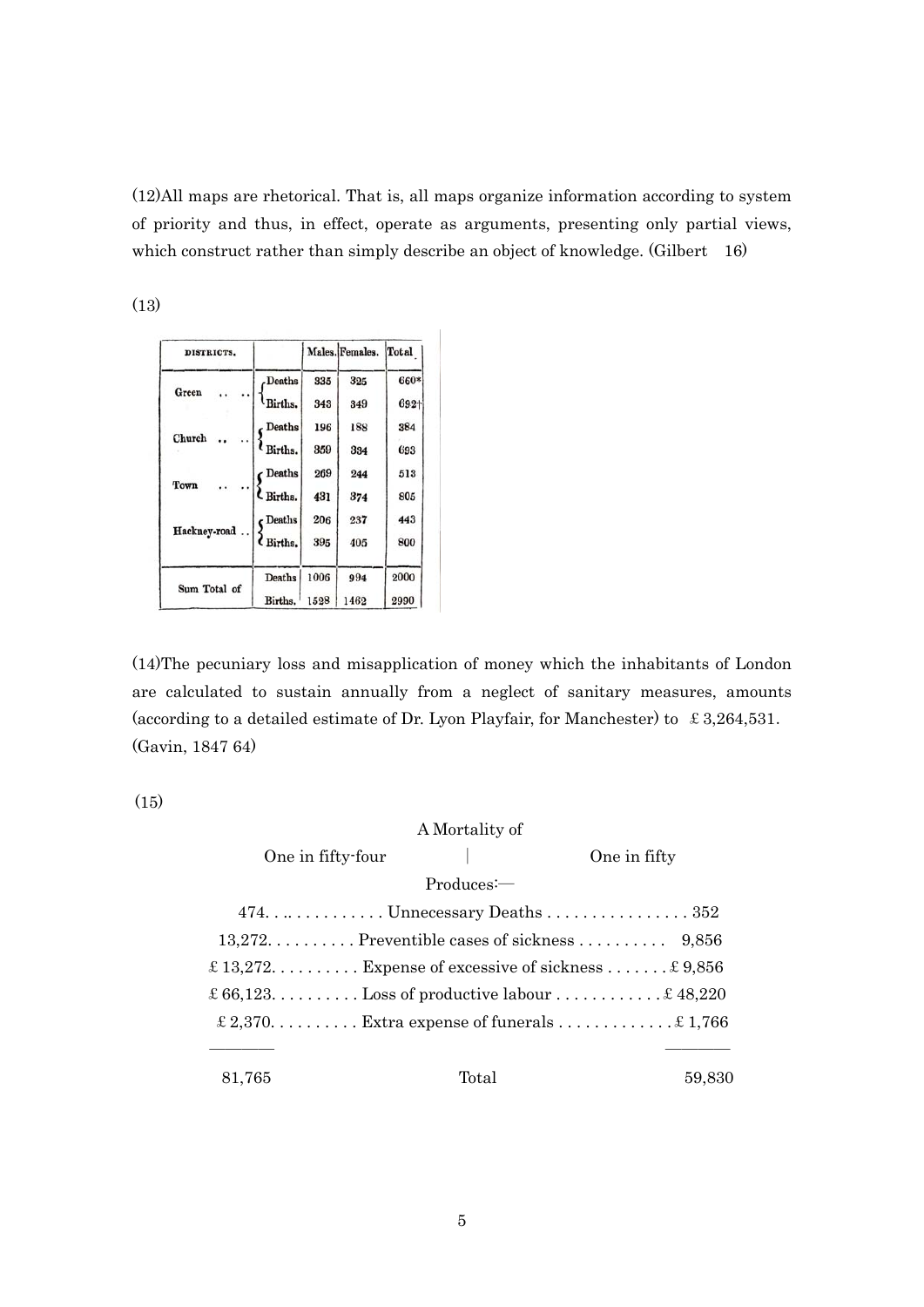(12)All maps are rhetorical. That is, all maps organize information according to system of priority and thus, in effect, operate as arguments, presenting only partial views, which construct rather than simply describe an object of knowledge. (Gilbert 16)

(13)

| DISTRICTS. | | Males. | Females. | Total |
|---|---|---|---|---|
| Green .. .. | Deaths | 335 | 325 | 660* |
| | Births. | 343 | 349 | 692† |
| Church .. .. | Deaths | 196 | 188 | 384 |
| | Births. | 359 | 334 | 693 |
| Town .. .. | Deaths | 269 | 244 | 513 |
| | Births. | 431 | 374 | 805 |
| Hackney-road .. | Deaths | 206 | 237 | 443 |
| | Births. | 395 | 405 | 800 |
| Sum Total of | Deaths | 1006 | 994 | 2000 |
| | Births. | 1528 | 1462 | 2990 |

(14)The pecuniary loss and misapplication of money which the inhabitants of London are calculated to sustain annually from a neglect of sanitary measures, amounts (according to a detailed estimate of Dr. Lyon Playfair, for Manchester) to £3,264,531. (Gavin, 1847 64)

(15)

A Mortality of

| One in fifty-four | Produces:— | One in fifty |
|---|---|---|
| 474 | Unnecessary Deaths | 352 |
| 13,272 | Preventible cases of sickness | 9,856 |
| £13,272 | Expense of excessive of sickness | £9,856 |
| £66,123 | Loss of productive labour | £48,220 |
| £2,370 | Extra expense of funerals | £1,766 |
| 81,765 | Total | 59,830 |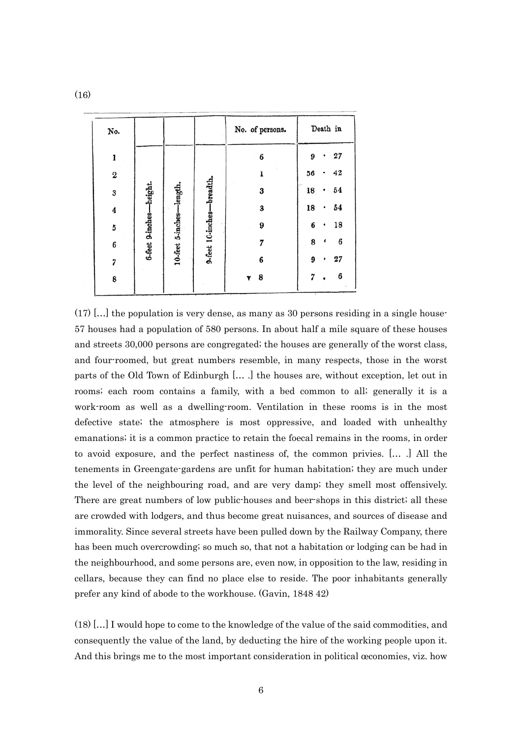(16)

| No. | | | | No. of persons. | Death in |
|---|---|---|---|---|---|
| 1 | 6-feet 9-inches—height. | 10-feet 5-inches—length. | 9-feet 10-inches—breadth. | 6 | 9 · 27 |
| 2 | | | | 1 | 56 · 42 |
| 3 | | | | 3 | 18 · 54 |
| 4 | | | | 3 | 18 · 54 |
| 5 | | | | 9 | 6 · 18 |
| 6 | | | | 7 | 8 · 6 |
| 7 | | | | 6 | 9 · 27 |
| 8 | | | | 8 | 7 · 6 |

(17) [...] the population is very dense, as many as 30 persons residing in a single house-57 houses had a population of 580 persons. In about half a mile square of these houses and streets 30,000 persons are congregated; the houses are generally of the worst class, and four-roomed, but great numbers resemble, in many respects, those in the worst parts of the Old Town of Edinburgh [... .] the houses are, without exception, let out in rooms; each room contains a family, with a bed common to all; generally it is a work-room as well as a dwelling-room. Ventilation in these rooms is in the most defective state; the atmosphere is most oppressive, and loaded with unhealthy emanations; it is a common practice to retain the foecal remains in the rooms, in order to avoid exposure, and the perfect nastiness of, the common privies. [... .] All the tenements in Greengate-gardens are unfit for human habitation; they are much under the level of the neighbouring road, and are very damp; they smell most offensively. There are great numbers of low public-houses and beer-shops in this district; all these are crowded with lodgers, and thus become great nuisances, and sources of disease and immorality. Since several streets have been pulled down by the Railway Company, there has been much overcrowding; so much so, that not a habitation or lodging can be had in the neighbourhood, and some persons are, even now, in opposition to the law, residing in cellars, because they can find no place else to reside. The poor inhabitants generally prefer any kind of abode to the workhouse. (Gavin, 1848 42)

(18) [...] I would hope to come to the knowledge of the value of the said commodities, and consequently the value of the land, by deducting the hire of the working people upon it. And this brings me to the most important consideration in political œconomies, viz. how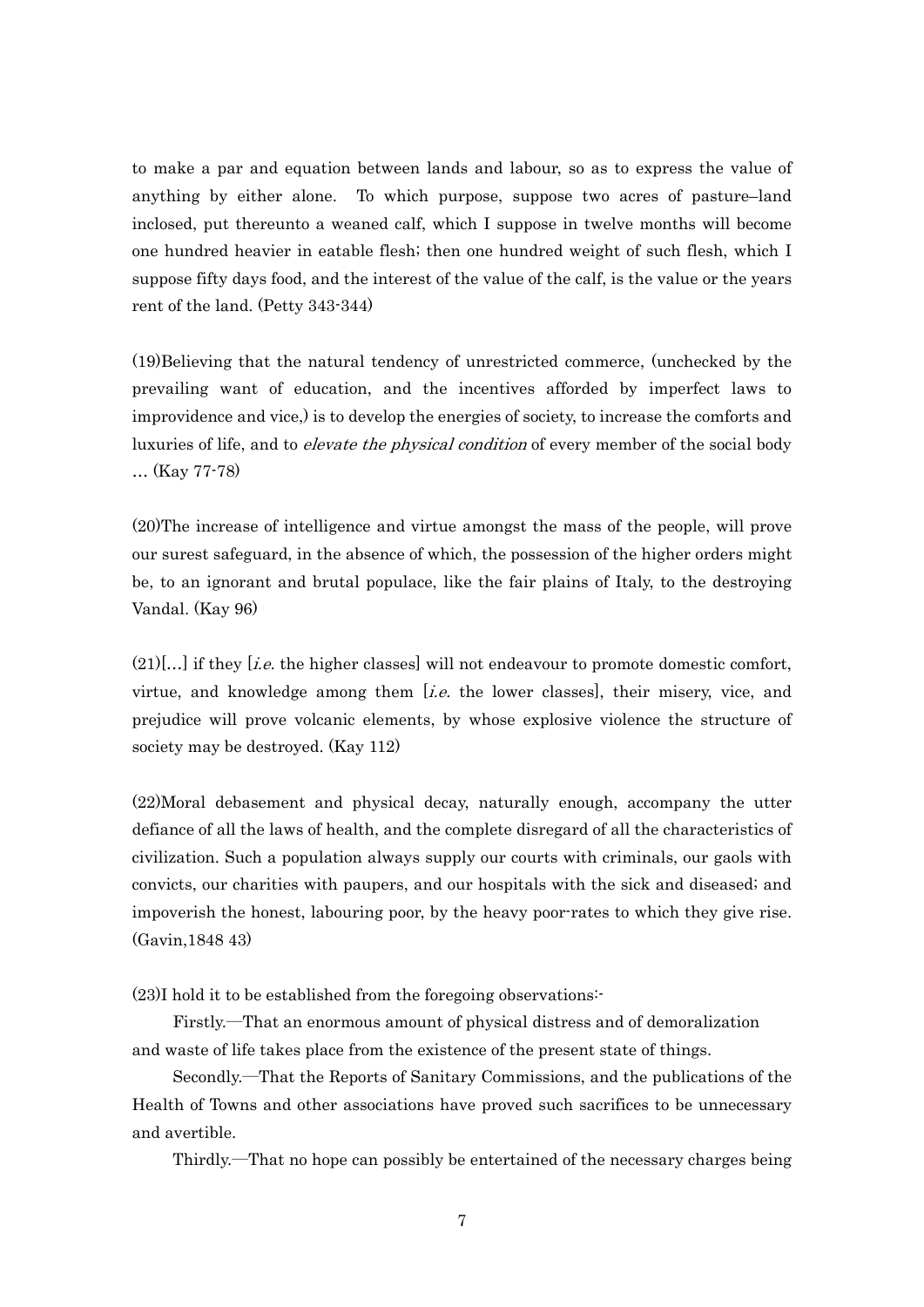to make a par and equation between lands and labour, so as to express the value of anything by either alone. To which purpose, suppose two acres of pasture–land inclosed, put thereunto a weaned calf, which I suppose in twelve months will become one hundred heavier in eatable flesh; then one hundred weight of such flesh, which I suppose fifty days food, and the interest of the value of the calf, is the value or the years rent of the land. (Petty 343-344)

(19)Believing that the natural tendency of unrestricted commerce, (unchecked by the prevailing want of education, and the incentives afforded by imperfect laws to improvidence and vice,) is to develop the energies of society, to increase the comforts and luxuries of life, and to *elevate the physical condition* of every member of the social body … (Kay 77-78)

(20)The increase of intelligence and virtue amongst the mass of the people, will prove our surest safeguard, in the absence of which, the possession of the higher orders might be, to an ignorant and brutal populace, like the fair plains of Italy, to the destroying Vandal. (Kay 96)

(21)[…] if they [*i.e.* the higher classes] will not endeavour to promote domestic comfort, virtue, and knowledge among them [*i.e.* the lower classes], their misery, vice, and prejudice will prove volcanic elements, by whose explosive violence the structure of society may be destroyed. (Kay 112)

(22)Moral debasement and physical decay, naturally enough, accompany the utter defiance of all the laws of health, and the complete disregard of all the characteristics of civilization. Such a population always supply our courts with criminals, our gaols with convicts, our charities with paupers, and our hospitals with the sick and diseased; and impoverish the honest, labouring poor, by the heavy poor-rates to which they give rise. (Gavin,1848 43)

(23)I hold it to be established from the foregoing observations:-

Firstly.—That an enormous amount of physical distress and of demoralization and waste of life takes place from the existence of the present state of things.

Secondly.—That the Reports of Sanitary Commissions, and the publications of the Health of Towns and other associations have proved such sacrifices to be unnecessary and avertible.

Thirdly.—That no hope can possibly be entertained of the necessary charges being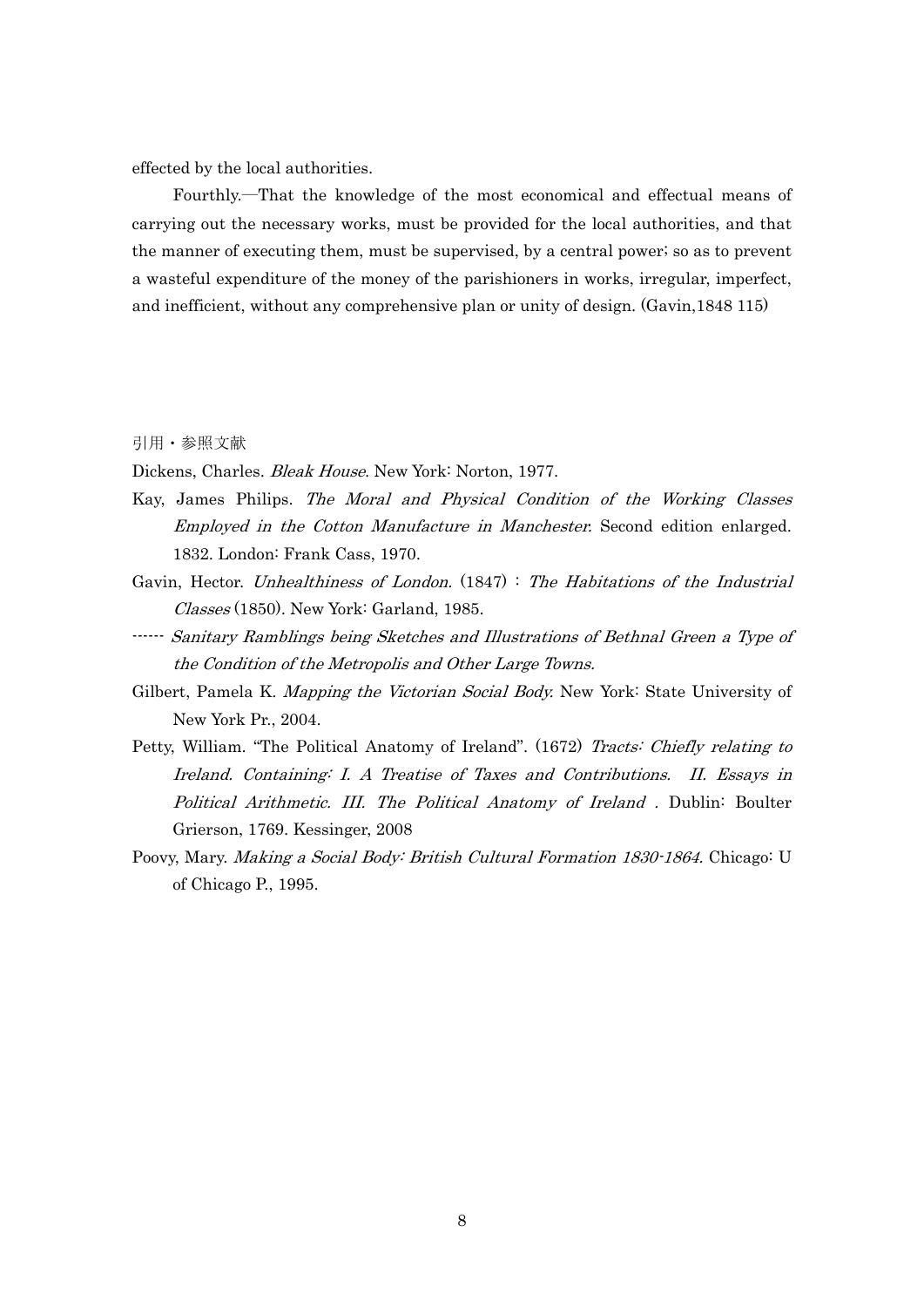effected by the local authorities.

Fourthly.—That the knowledge of the most economical and effectual means of carrying out the necessary works, must be provided for the local authorities, and that the manner of executing them, must be supervised, by a central power; so as to prevent a wasteful expenditure of the money of the parishioners in works, irregular, imperfect, and inefficient, without any comprehensive plan or unity of design. (Gavin,1848 115)

引用・参照文献

Dickens, Charles. *Bleak House*. New York: Norton, 1977.

Kay, James Philips. *The Moral and Physical Condition of the Working Classes Employed in the Cotton Manufacture in Manchester*. Second edition enlarged. 1832. London: Frank Cass, 1970.

Gavin, Hector. *Unhealthiness of London*. (1847) : *The Habitations of the Industrial Classes* (1850). New York: Garland, 1985.

------ *Sanitary Ramblings being Sketches and Illustrations of Bethnal Green a Type of the Condition of the Metropolis and Other Large Towns*.

Gilbert, Pamela K. *Mapping the Victorian Social Body.* New York: State University of New York Pr., 2004.

Petty, William. "The Political Anatomy of Ireland". (1672) *Tracts: Chiefly relating to Ireland. Containing: I. A Treatise of Taxes and Contributions. II. Essays in Political Arithmetic. III. The Political Anatomy of Ireland .* Dublin: Boulter Grierson, 1769. Kessinger, 2008

Poovy, Mary. *Making a Social Body: British Cultural Formation 1830-1864.* Chicago: U of Chicago P., 1995.